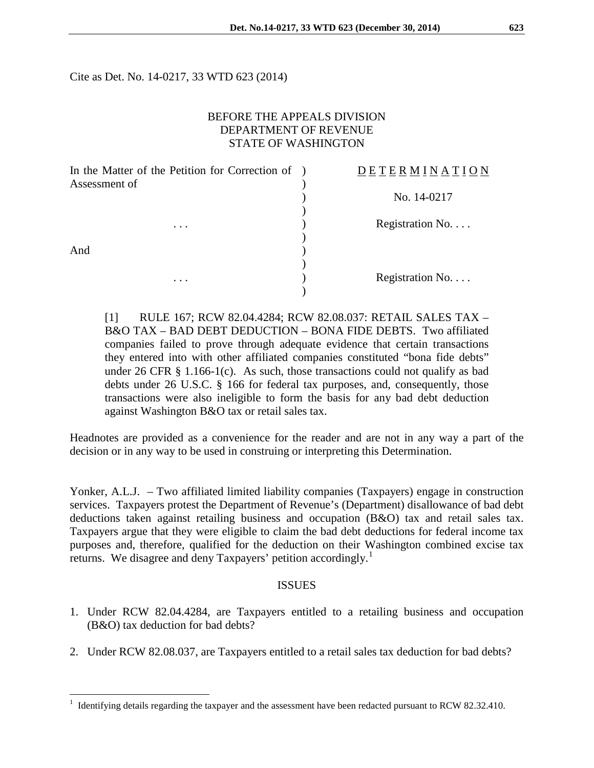Cite as Det. No. 14-0217, 33 WTD 623 (2014)

BEFORE THE APPEALS DIVISION
DEPARTMENT OF REVENUE
STATE OF WASHINGTON

| | | |
|---|---|---|
| In the Matter of the Petition for Correction of Assessment of | ) | D E T E R M I N A T I O N |
| | ) | No. 14-0217 |
| . . . | ) | Registration No. . . . |
| And | ) | |
| . . . | ) | Registration No. . . . |

[1] RULE 167; RCW 82.04.4284; RCW 82.08.037: RETAIL SALES TAX – B&O TAX – BAD DEBT DEDUCTION – BONA FIDE DEBTS. Two affiliated companies failed to prove through adequate evidence that certain transactions they entered into with other affiliated companies constituted "bona fide debts" under 26 CFR § 1.166-1(c). As such, those transactions could not qualify as bad debts under 26 U.S.C. § 166 for federal tax purposes, and, consequently, those transactions were also ineligible to form the basis for any bad debt deduction against Washington B&O tax or retail sales tax.

Headnotes are provided as a convenience for the reader and are not in any way a part of the decision or in any way to be used in construing or interpreting this Determination.

Yonker, A.L.J. – Two affiliated limited liability companies (Taxpayers) engage in construction services. Taxpayers protest the Department of Revenue's (Department) disallowance of bad debt deductions taken against retailing business and occupation (B&O) tax and retail sales tax. Taxpayers argue that they were eligible to claim the bad debt deductions for federal income tax purposes and, therefore, qualified for the deduction on their Washington combined excise tax returns. We disagree and deny Taxpayers' petition accordingly.[1]

## ISSUES

1. Under RCW 82.04.4284, are Taxpayers entitled to a retailing business and occupation (B&O) tax deduction for bad debts?

2. Under RCW 82.08.037, are Taxpayers entitled to a retail sales tax deduction for bad debts?

[1] Identifying details regarding the taxpayer and the assessment have been redacted pursuant to RCW 82.32.410.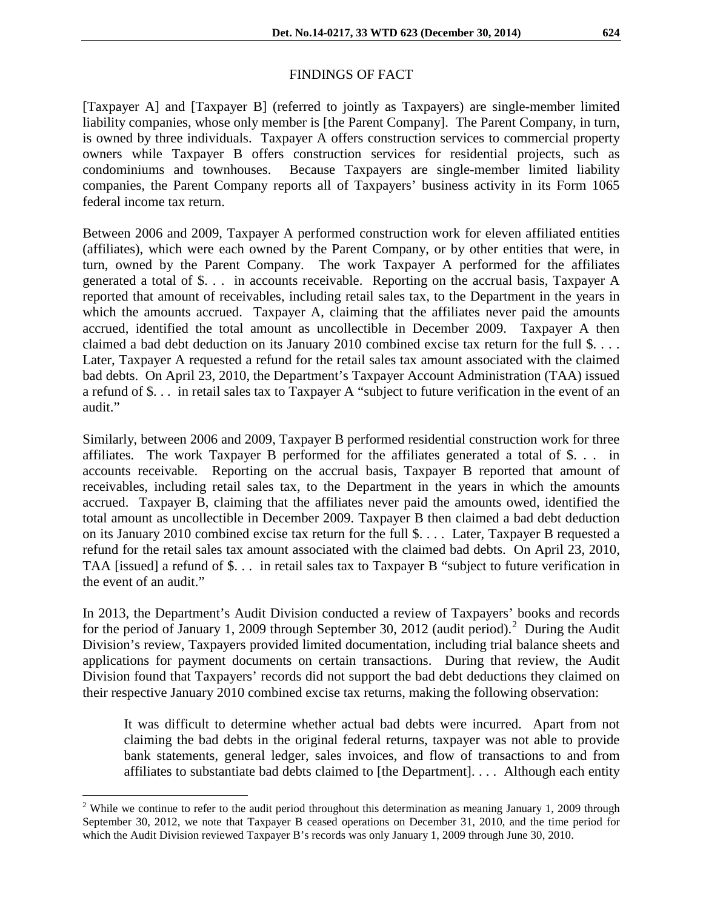## FINDINGS OF FACT

[Taxpayer A] and [Taxpayer B] (referred to jointly as Taxpayers) are single-member limited liability companies, whose only member is [the Parent Company]. The Parent Company, in turn, is owned by three individuals. Taxpayer A offers construction services to commercial property owners while Taxpayer B offers construction services for residential projects, such as condominiums and townhouses. Because Taxpayers are single-member limited liability companies, the Parent Company reports all of Taxpayers' business activity in its Form 1065 federal income tax return.

Between 2006 and 2009, Taxpayer A performed construction work for eleven affiliated entities (affiliates), which were each owned by the Parent Company, or by other entities that were, in turn, owned by the Parent Company. The work Taxpayer A performed for the affiliates generated a total of $. . . in accounts receivable. Reporting on the accrual basis, Taxpayer A reported that amount of receivables, including retail sales tax, to the Department in the years in which the amounts accrued. Taxpayer A, claiming that the affiliates never paid the amounts accrued, identified the total amount as uncollectible in December 2009. Taxpayer A then claimed a bad debt deduction on its January 2010 combined excise tax return for the full $. . . . Later, Taxpayer A requested a refund for the retail sales tax amount associated with the claimed bad debts. On April 23, 2010, the Department's Taxpayer Account Administration (TAA) issued a refund of $. . . in retail sales tax to Taxpayer A "subject to future verification in the event of an audit."

Similarly, between 2006 and 2009, Taxpayer B performed residential construction work for three affiliates. The work Taxpayer B performed for the affiliates generated a total of $. . . in accounts receivable. Reporting on the accrual basis, Taxpayer B reported that amount of receivables, including retail sales tax, to the Department in the years in which the amounts accrued. Taxpayer B, claiming that the affiliates never paid the amounts owed, identified the total amount as uncollectible in December 2009. Taxpayer B then claimed a bad debt deduction on its January 2010 combined excise tax return for the full $. . . . Later, Taxpayer B requested a refund for the retail sales tax amount associated with the claimed bad debts. On April 23, 2010, TAA [issued] a refund of $. . . in retail sales tax to Taxpayer B "subject to future verification in the event of an audit."

In 2013, the Department's Audit Division conducted a review of Taxpayers' books and records for the period of January 1, 2009 through September 30, 2012 (audit period).[2] During the Audit Division's review, Taxpayers provided limited documentation, including trial balance sheets and applications for payment documents on certain transactions. During that review, the Audit Division found that Taxpayers' records did not support the bad debt deductions they claimed on their respective January 2010 combined excise tax returns, making the following observation:

> It was difficult to determine whether actual bad debts were incurred. Apart from not claiming the bad debts in the original federal returns, taxpayer was not able to provide bank statements, general ledger, sales invoices, and flow of transactions to and from affiliates to substantiate bad debts claimed to [the Department]. . . . Although each entity

[2] While we continue to refer to the audit period throughout this determination as meaning January 1, 2009 through September 30, 2012, we note that Taxpayer B ceased operations on December 31, 2010, and the time period for which the Audit Division reviewed Taxpayer B's records was only January 1, 2009 through June 30, 2010.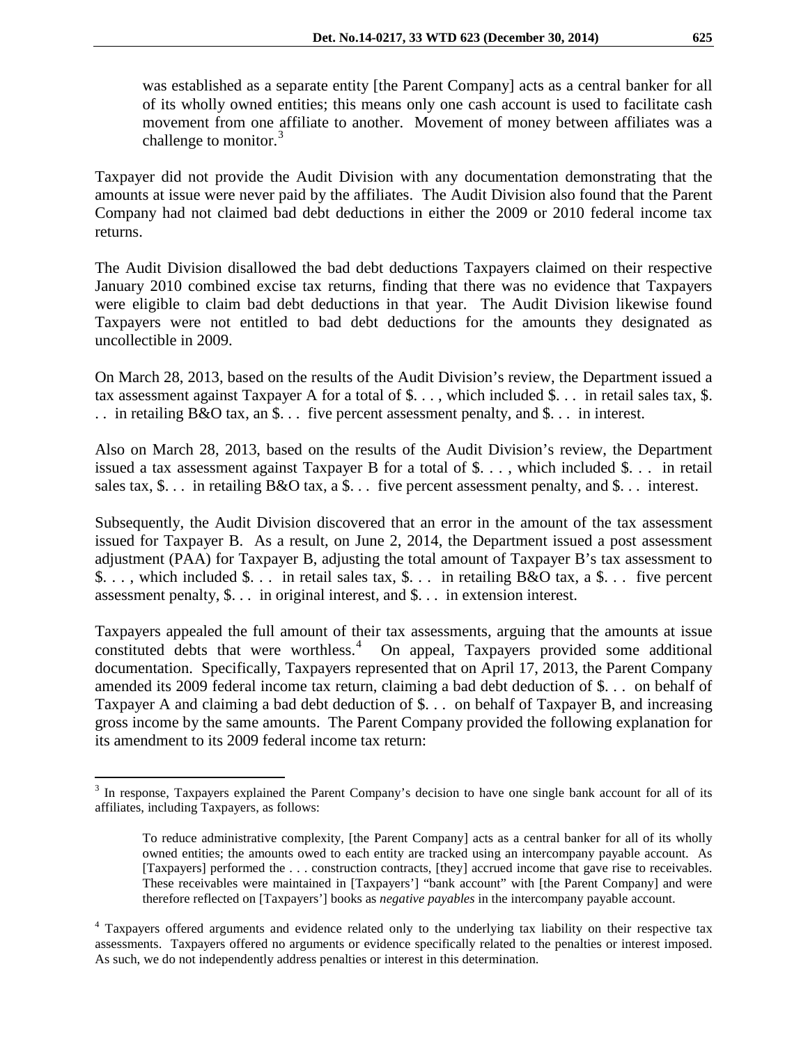> was established as a separate entity [the Parent Company] acts as a central banker for all of its wholly owned entities; this means only one cash account is used to facilitate cash movement from one affiliate to another. Movement of money between affiliates was a challenge to monitor.[3]

Taxpayer did not provide the Audit Division with any documentation demonstrating that the amounts at issue were never paid by the affiliates. The Audit Division also found that the Parent Company had not claimed bad debt deductions in either the 2009 or 2010 federal income tax returns.

The Audit Division disallowed the bad debt deductions Taxpayers claimed on their respective January 2010 combined excise tax returns, finding that there was no evidence that Taxpayers were eligible to claim bad debt deductions in that year. The Audit Division likewise found Taxpayers were not entitled to bad debt deductions for the amounts they designated as uncollectible in 2009.

On March 28, 2013, based on the results of the Audit Division's review, the Department issued a tax assessment against Taxpayer A for a total of $. . . , which included $. . . in retail sales tax, $. . . in retailing B&O tax, an $. . . five percent assessment penalty, and $. . . in interest.

Also on March 28, 2013, based on the results of the Audit Division's review, the Department issued a tax assessment against Taxpayer B for a total of $. . . , which included $. . . in retail sales tax, $. . . in retailing B&O tax, a $. . . five percent assessment penalty, and $. . . interest.

Subsequently, the Audit Division discovered that an error in the amount of the tax assessment issued for Taxpayer B. As a result, on June 2, 2014, the Department issued a post assessment adjustment (PAA) for Taxpayer B, adjusting the total amount of Taxpayer B's tax assessment to $. . . , which included $. . . in retail sales tax, $. . . in retailing B&O tax, a $. . . five percent assessment penalty, $. . . in original interest, and $. . . in extension interest.

Taxpayers appealed the full amount of their tax assessments, arguing that the amounts at issue constituted debts that were worthless.[4] On appeal, Taxpayers provided some additional documentation. Specifically, Taxpayers represented that on April 17, 2013, the Parent Company amended its 2009 federal income tax return, claiming a bad debt deduction of $. . . on behalf of Taxpayer A and claiming a bad debt deduction of $. . . on behalf of Taxpayer B, and increasing gross income by the same amounts. The Parent Company provided the following explanation for its amendment to its 2009 federal income tax return:

---

[3] In response, Taxpayers explained the Parent Company's decision to have one single bank account for all of its affiliates, including Taxpayers, as follows:

> To reduce administrative complexity, [the Parent Company] acts as a central banker for all of its wholly owned entities; the amounts owed to each entity are tracked using an intercompany payable account. As [Taxpayers] performed the . . . construction contracts, [they] accrued income that gave rise to receivables. These receivables were maintained in [Taxpayers'] "bank account" with [the Parent Company] and were therefore reflected on [Taxpayers'] books as *negative payables* in the intercompany payable account.

[4] Taxpayers offered arguments and evidence related only to the underlying tax liability on their respective tax assessments. Taxpayers offered no arguments or evidence specifically related to the penalties or interest imposed. As such, we do not independently address penalties or interest in this determination.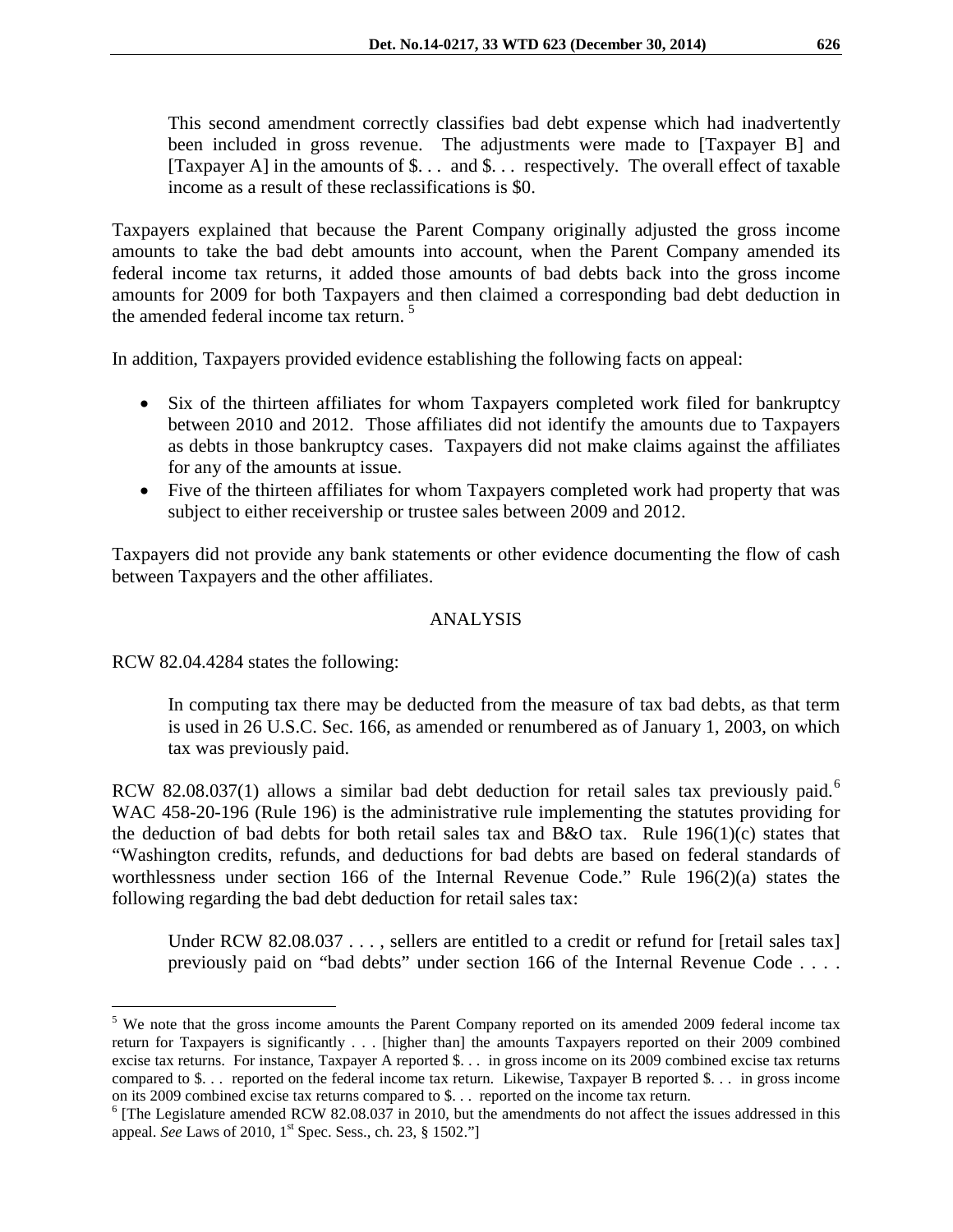This second amendment correctly classifies bad debt expense which had inadvertently been included in gross revenue. The adjustments were made to [Taxpayer B] and [Taxpayer A] in the amounts of $. . . and $. . . respectively. The overall effect of taxable income as a result of these reclassifications is $0.

Taxpayers explained that because the Parent Company originally adjusted the gross income amounts to take the bad debt amounts into account, when the Parent Company amended its federal income tax returns, it added those amounts of bad debts back into the gross income amounts for 2009 for both Taxpayers and then claimed a corresponding bad debt deduction in the amended federal income tax return. [5]

In addition, Taxpayers provided evidence establishing the following facts on appeal:

- Six of the thirteen affiliates for whom Taxpayers completed work filed for bankruptcy between 2010 and 2012. Those affiliates did not identify the amounts due to Taxpayers as debts in those bankruptcy cases. Taxpayers did not make claims against the affiliates for any of the amounts at issue.
- Five of the thirteen affiliates for whom Taxpayers completed work had property that was subject to either receivership or trustee sales between 2009 and 2012.

Taxpayers did not provide any bank statements or other evidence documenting the flow of cash between Taxpayers and the other affiliates.

## ANALYSIS

RCW 82.04.4284 states the following:

> In computing tax there may be deducted from the measure of tax bad debts, as that term is used in 26 U.S.C. Sec. 166, as amended or renumbered as of January 1, 2003, on which tax was previously paid.

RCW 82.08.037(1) allows a similar bad debt deduction for retail sales tax previously paid. [6] WAC 458-20-196 (Rule 196) is the administrative rule implementing the statutes providing for the deduction of bad debts for both retail sales tax and B&O tax. Rule 196(1)(c) states that "Washington credits, refunds, and deductions for bad debts are based on federal standards of worthlessness under section 166 of the Internal Revenue Code." Rule 196(2)(a) states the following regarding the bad debt deduction for retail sales tax:

> Under RCW 82.08.037 . . . , sellers are entitled to a credit or refund for [retail sales tax] previously paid on "bad debts" under section 166 of the Internal Revenue Code . . . .

---

[5] We note that the gross income amounts the Parent Company reported on its amended 2009 federal income tax return for Taxpayers is significantly . . . [higher than] the amounts Taxpayers reported on their 2009 combined excise tax returns. For instance, Taxpayer A reported $. . . in gross income on its 2009 combined excise tax returns compared to $. . . reported on the federal income tax return. Likewise, Taxpayer B reported $. . . in gross income on its 2009 combined excise tax returns compared to $. . . reported on the income tax return.

[6] [The Legislature amended RCW 82.08.037 in 2010, but the amendments do not affect the issues addressed in this appeal. *See* Laws of 2010, 1st Spec. Sess., ch. 23, § 1502."]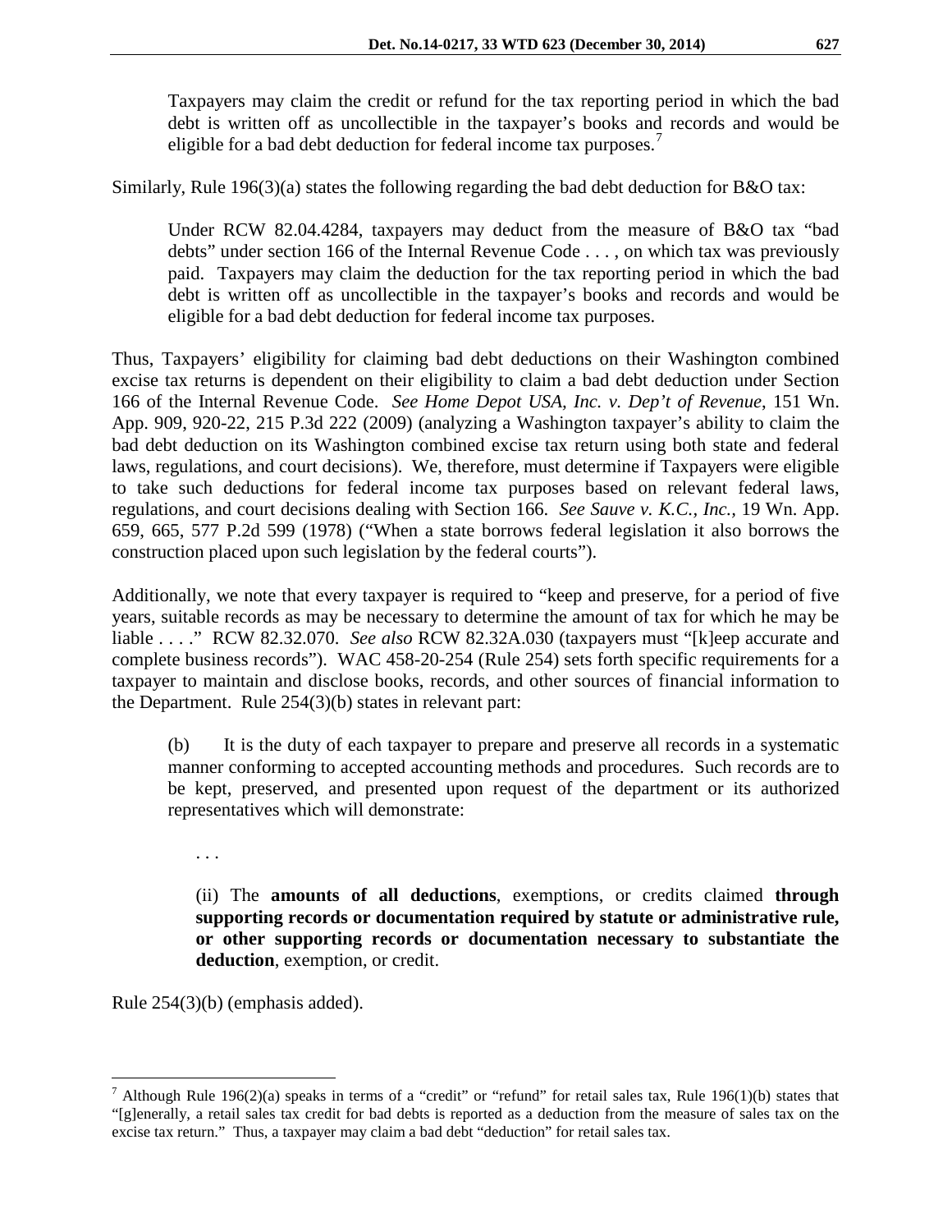> Taxpayers may claim the credit or refund for the tax reporting period in which the bad debt is written off as uncollectible in the taxpayer's books and records and would be eligible for a bad debt deduction for federal income tax purposes.[7]

Similarly, Rule 196(3)(a) states the following regarding the bad debt deduction for B&O tax:

> Under RCW 82.04.4284, taxpayers may deduct from the measure of B&O tax "bad debts" under section 166 of the Internal Revenue Code . . . , on which tax was previously paid. Taxpayers may claim the deduction for the tax reporting period in which the bad debt is written off as uncollectible in the taxpayer's books and records and would be eligible for a bad debt deduction for federal income tax purposes.

Thus, Taxpayers' eligibility for claiming bad debt deductions on their Washington combined excise tax returns is dependent on their eligibility to claim a bad debt deduction under Section 166 of the Internal Revenue Code. *See Home Depot USA, Inc. v. Dep't of Revenue*, 151 Wn. App. 909, 920-22, 215 P.3d 222 (2009) (analyzing a Washington taxpayer's ability to claim the bad debt deduction on its Washington combined excise tax return using both state and federal laws, regulations, and court decisions). We, therefore, must determine if Taxpayers were eligible to take such deductions for federal income tax purposes based on relevant federal laws, regulations, and court decisions dealing with Section 166. *See Sauve v. K.C., Inc.*, 19 Wn. App. 659, 665, 577 P.2d 599 (1978) ("When a state borrows federal legislation it also borrows the construction placed upon such legislation by the federal courts").

Additionally, we note that every taxpayer is required to "keep and preserve, for a period of five years, suitable records as may be necessary to determine the amount of tax for which he may be liable . . . ." RCW 82.32.070. *See also* RCW 82.32A.030 (taxpayers must "[k]eep accurate and complete business records"). WAC 458-20-254 (Rule 254) sets forth specific requirements for a taxpayer to maintain and disclose books, records, and other sources of financial information to the Department. Rule 254(3)(b) states in relevant part:

> (b) It is the duty of each taxpayer to prepare and preserve all records in a systematic manner conforming to accepted accounting methods and procedures. Such records are to be kept, preserved, and presented upon request of the department or its authorized representatives which will demonstrate:
>
> . . .
>
> (ii) The **amounts of all deductions**, exemptions, or credits claimed **through supporting records or documentation required by statute or administrative rule, or other supporting records or documentation necessary to substantiate the deduction**, exemption, or credit.

Rule 254(3)(b) (emphasis added).

---

[7] Although Rule 196(2)(a) speaks in terms of a "credit" or "refund" for retail sales tax, Rule 196(1)(b) states that "[g]enerally, a retail sales tax credit for bad debts is reported as a deduction from the measure of sales tax on the excise tax return." Thus, a taxpayer may claim a bad debt "deduction" for retail sales tax.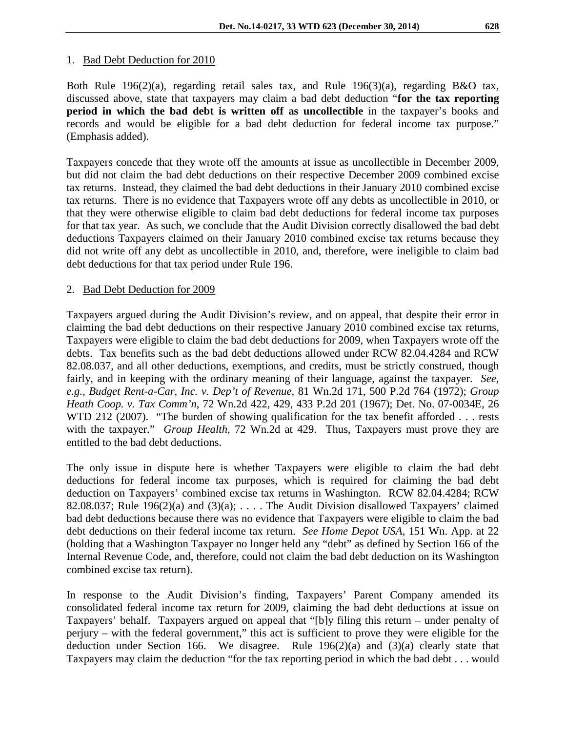1. Bad Debt Deduction for 2010

Both Rule 196(2)(a), regarding retail sales tax, and Rule 196(3)(a), regarding B&O tax, discussed above, state that taxpayers may claim a bad debt deduction "**for the tax reporting period in which the bad debt is written off as uncollectible** in the taxpayer's books and records and would be eligible for a bad debt deduction for federal income tax purpose." (Emphasis added).

Taxpayers concede that they wrote off the amounts at issue as uncollectible in December 2009, but did not claim the bad debt deductions on their respective December 2009 combined excise tax returns. Instead, they claimed the bad debt deductions in their January 2010 combined excise tax returns. There is no evidence that Taxpayers wrote off any debts as uncollectible in 2010, or that they were otherwise eligible to claim bad debt deductions for federal income tax purposes for that tax year. As such, we conclude that the Audit Division correctly disallowed the bad debt deductions Taxpayers claimed on their January 2010 combined excise tax returns because they did not write off any debt as uncollectible in 2010, and, therefore, were ineligible to claim bad debt deductions for that tax period under Rule 196.

2. Bad Debt Deduction for 2009

Taxpayers argued during the Audit Division's review, and on appeal, that despite their error in claiming the bad debt deductions on their respective January 2010 combined excise tax returns, Taxpayers were eligible to claim the bad debt deductions for 2009, when Taxpayers wrote off the debts. Tax benefits such as the bad debt deductions allowed under RCW 82.04.4284 and RCW 82.08.037, and all other deductions, exemptions, and credits, must be strictly construed, though fairly, and in keeping with the ordinary meaning of their language, against the taxpayer. *See, e.g., Budget Rent-a-Car, Inc. v. Dep't of Revenue*, 81 Wn.2d 171, 500 P.2d 764 (1972); *Group Heath Coop. v. Tax Comm'n*, 72 Wn.2d 422, 429, 433 P.2d 201 (1967); Det. No. 07-0034E, 26 WTD 212 (2007). "The burden of showing qualification for the tax benefit afforded . . . rests with the taxpayer." *Group Health*, 72 Wn.2d at 429. Thus, Taxpayers must prove they are entitled to the bad debt deductions.

The only issue in dispute here is whether Taxpayers were eligible to claim the bad debt deductions for federal income tax purposes, which is required for claiming the bad debt deduction on Taxpayers' combined excise tax returns in Washington. RCW 82.04.4284; RCW 82.08.037; Rule 196(2)(a) and (3)(a); . . . . The Audit Division disallowed Taxpayers' claimed bad debt deductions because there was no evidence that Taxpayers were eligible to claim the bad debt deductions on their federal income tax return. *See Home Depot USA*, 151 Wn. App. at 22 (holding that a Washington Taxpayer no longer held any "debt" as defined by Section 166 of the Internal Revenue Code, and, therefore, could not claim the bad debt deduction on its Washington combined excise tax return).

In response to the Audit Division's finding, Taxpayers' Parent Company amended its consolidated federal income tax return for 2009, claiming the bad debt deductions at issue on Taxpayers' behalf. Taxpayers argued on appeal that "[b]y filing this return – under penalty of perjury – with the federal government," this act is sufficient to prove they were eligible for the deduction under Section 166. We disagree. Rule 196(2)(a) and (3)(a) clearly state that Taxpayers may claim the deduction "for the tax reporting period in which the bad debt . . . would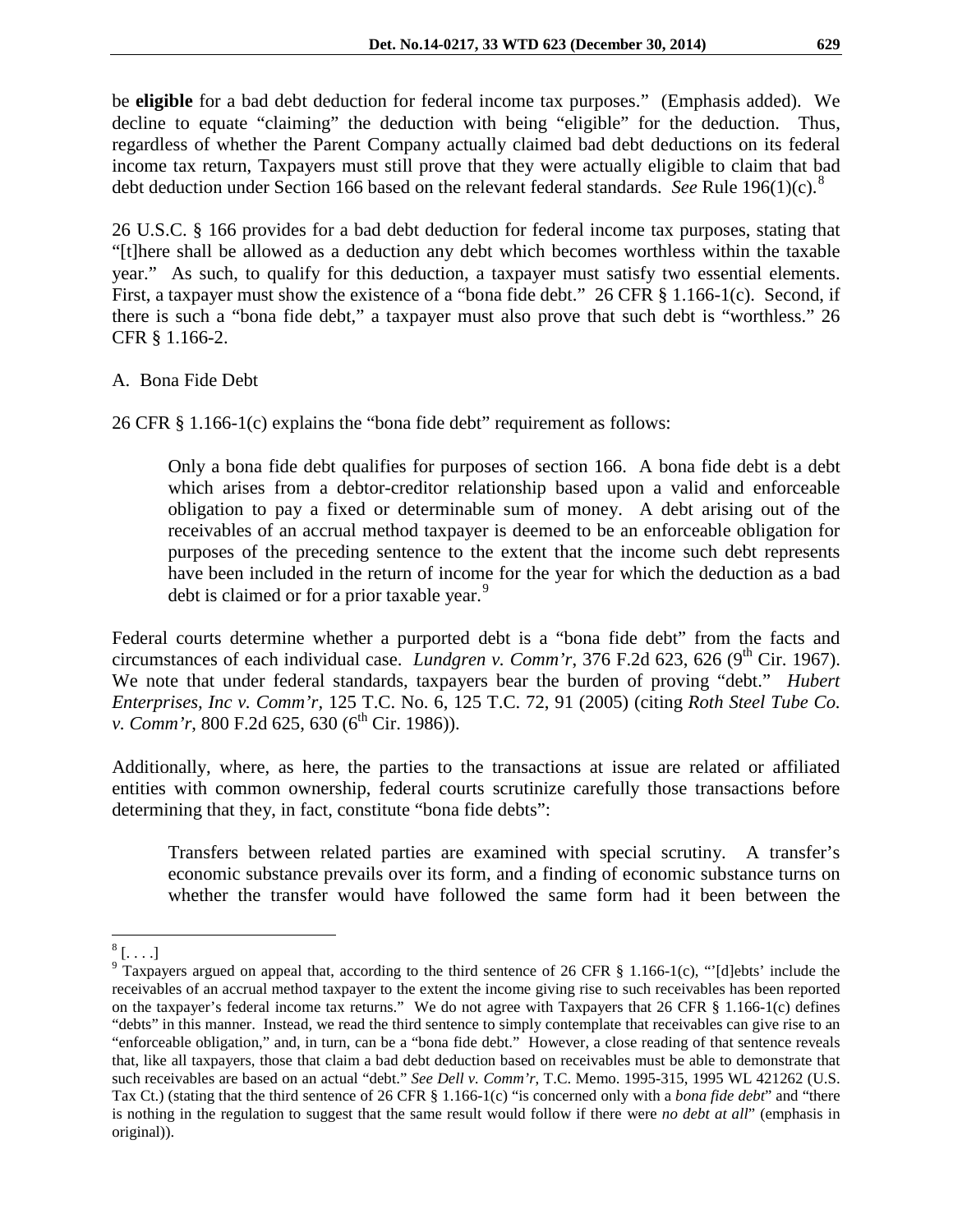be **eligible** for a bad debt deduction for federal income tax purposes." (Emphasis added). We decline to equate "claiming" the deduction with being "eligible" for the deduction. Thus, regardless of whether the Parent Company actually claimed bad debt deductions on its federal income tax return, Taxpayers must still prove that they were actually eligible to claim that bad debt deduction under Section 166 based on the relevant federal standards. *See* Rule 196(1)(c).[8]

26 U.S.C. § 166 provides for a bad debt deduction for federal income tax purposes, stating that "[t]here shall be allowed as a deduction any debt which becomes worthless within the taxable year." As such, to qualify for this deduction, a taxpayer must satisfy two essential elements. First, a taxpayer must show the existence of a "bona fide debt." 26 CFR § 1.166-1(c). Second, if there is such a "bona fide debt," a taxpayer must also prove that such debt is "worthless." 26 CFR § 1.166-2.

A. Bona Fide Debt

26 CFR § 1.166-1(c) explains the "bona fide debt" requirement as follows:

> Only a bona fide debt qualifies for purposes of section 166. A bona fide debt is a debt which arises from a debtor-creditor relationship based upon a valid and enforceable obligation to pay a fixed or determinable sum of money. A debt arising out of the receivables of an accrual method taxpayer is deemed to be an enforceable obligation for purposes of the preceding sentence to the extent that the income such debt represents have been included in the return of income for the year for which the deduction as a bad debt is claimed or for a prior taxable year.[9]

Federal courts determine whether a purported debt is a "bona fide debt" from the facts and circumstances of each individual case. *Lundgren v. Comm'r*, 376 F.2d 623, 626 (9th Cir. 1967). We note that under federal standards, taxpayers bear the burden of proving "debt." *Hubert Enterprises, Inc v. Comm'r*, 125 T.C. No. 6, 125 T.C. 72, 91 (2005) (citing *Roth Steel Tube Co. v. Comm'r*, 800 F.2d 625, 630 (6th Cir. 1986)).

Additionally, where, as here, the parties to the transactions at issue are related or affiliated entities with common ownership, federal courts scrutinize carefully those transactions before determining that they, in fact, constitute "bona fide debts":

> Transfers between related parties are examined with special scrutiny. A transfer's economic substance prevails over its form, and a finding of economic substance turns on whether the transfer would have followed the same form had it been between the

---

[8] [. . . .]

[9] Taxpayers argued on appeal that, according to the third sentence of 26 CFR § 1.166-1(c), "'[d]ebts' include the receivables of an accrual method taxpayer to the extent the income giving rise to such receivables has been reported on the taxpayer's federal income tax returns." We do not agree with Taxpayers that 26 CFR § 1.166-1(c) defines "debts" in this manner. Instead, we read the third sentence to simply contemplate that receivables can give rise to an "enforceable obligation," and, in turn, can be a "bona fide debt." However, a close reading of that sentence reveals that, like all taxpayers, those that claim a bad debt deduction based on receivables must be able to demonstrate that such receivables are based on an actual "debt." *See Dell v. Comm'r*, T.C. Memo. 1995-315, 1995 WL 421262 (U.S. Tax Ct.) (stating that the third sentence of 26 CFR § 1.166-1(c) "is concerned only with a *bona fide debt*" and "there is nothing in the regulation to suggest that the same result would follow if there were *no debt at all*" (emphasis in original)).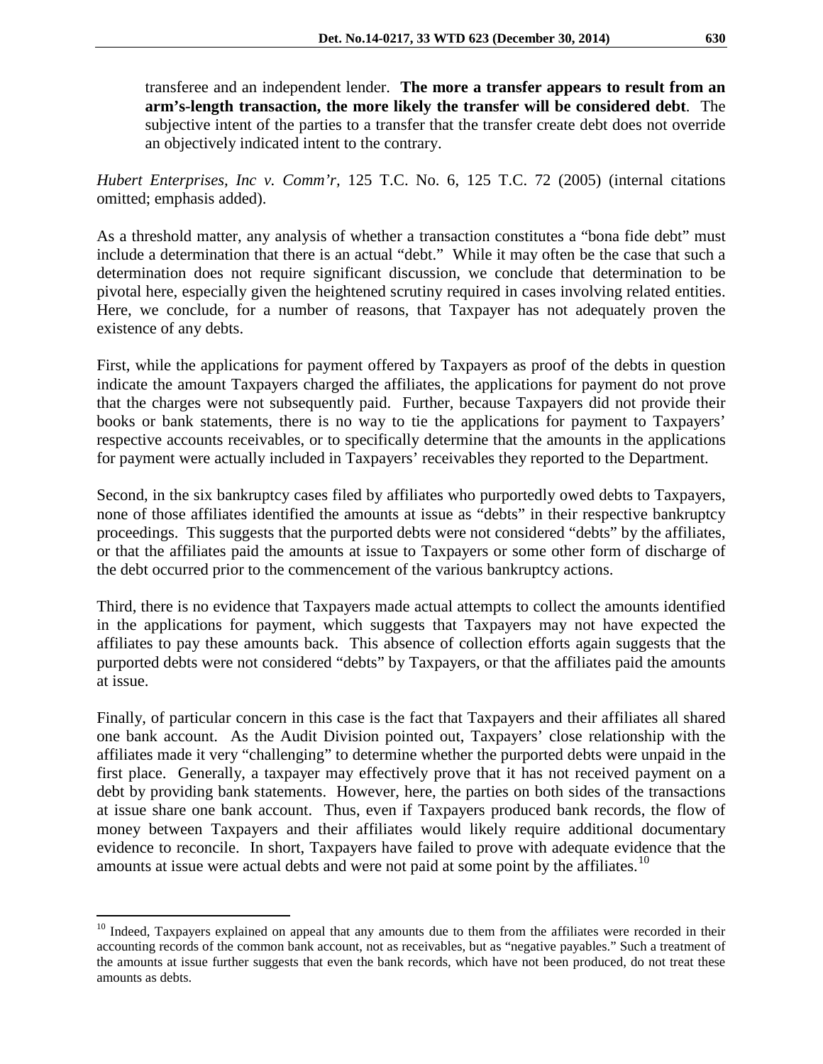> transferee and an independent lender. **The more a transfer appears to result from an arm's-length transaction, the more likely the transfer will be considered debt**. The subjective intent of the parties to a transfer that the transfer create debt does not override an objectively indicated intent to the contrary.

*Hubert Enterprises, Inc v. Comm'r*, 125 T.C. No. 6, 125 T.C. 72 (2005) (internal citations omitted; emphasis added).

As a threshold matter, any analysis of whether a transaction constitutes a "bona fide debt" must include a determination that there is an actual "debt." While it may often be the case that such a determination does not require significant discussion, we conclude that determination to be pivotal here, especially given the heightened scrutiny required in cases involving related entities. Here, we conclude, for a number of reasons, that Taxpayer has not adequately proven the existence of any debts.

First, while the applications for payment offered by Taxpayers as proof of the debts in question indicate the amount Taxpayers charged the affiliates, the applications for payment do not prove that the charges were not subsequently paid. Further, because Taxpayers did not provide their books or bank statements, there is no way to tie the applications for payment to Taxpayers' respective accounts receivables, or to specifically determine that the amounts in the applications for payment were actually included in Taxpayers' receivables they reported to the Department.

Second, in the six bankruptcy cases filed by affiliates who purportedly owed debts to Taxpayers, none of those affiliates identified the amounts at issue as "debts" in their respective bankruptcy proceedings. This suggests that the purported debts were not considered "debts" by the affiliates, or that the affiliates paid the amounts at issue to Taxpayers or some other form of discharge of the debt occurred prior to the commencement of the various bankruptcy actions.

Third, there is no evidence that Taxpayers made actual attempts to collect the amounts identified in the applications for payment, which suggests that Taxpayers may not have expected the affiliates to pay these amounts back. This absence of collection efforts again suggests that the purported debts were not considered "debts" by Taxpayers, or that the affiliates paid the amounts at issue.

Finally, of particular concern in this case is the fact that Taxpayers and their affiliates all shared one bank account. As the Audit Division pointed out, Taxpayers' close relationship with the affiliates made it very "challenging" to determine whether the purported debts were unpaid in the first place. Generally, a taxpayer may effectively prove that it has not received payment on a debt by providing bank statements. However, here, the parties on both sides of the transactions at issue share one bank account. Thus, even if Taxpayers produced bank records, the flow of money between Taxpayers and their affiliates would likely require additional documentary evidence to reconcile. In short, Taxpayers have failed to prove with adequate evidence that the amounts at issue were actual debts and were not paid at some point by the affiliates.[10]

---

[10] Indeed, Taxpayers explained on appeal that any amounts due to them from the affiliates were recorded in their accounting records of the common bank account, not as receivables, but as "negative payables." Such a treatment of the amounts at issue further suggests that even the bank records, which have not been produced, do not treat these amounts as debts.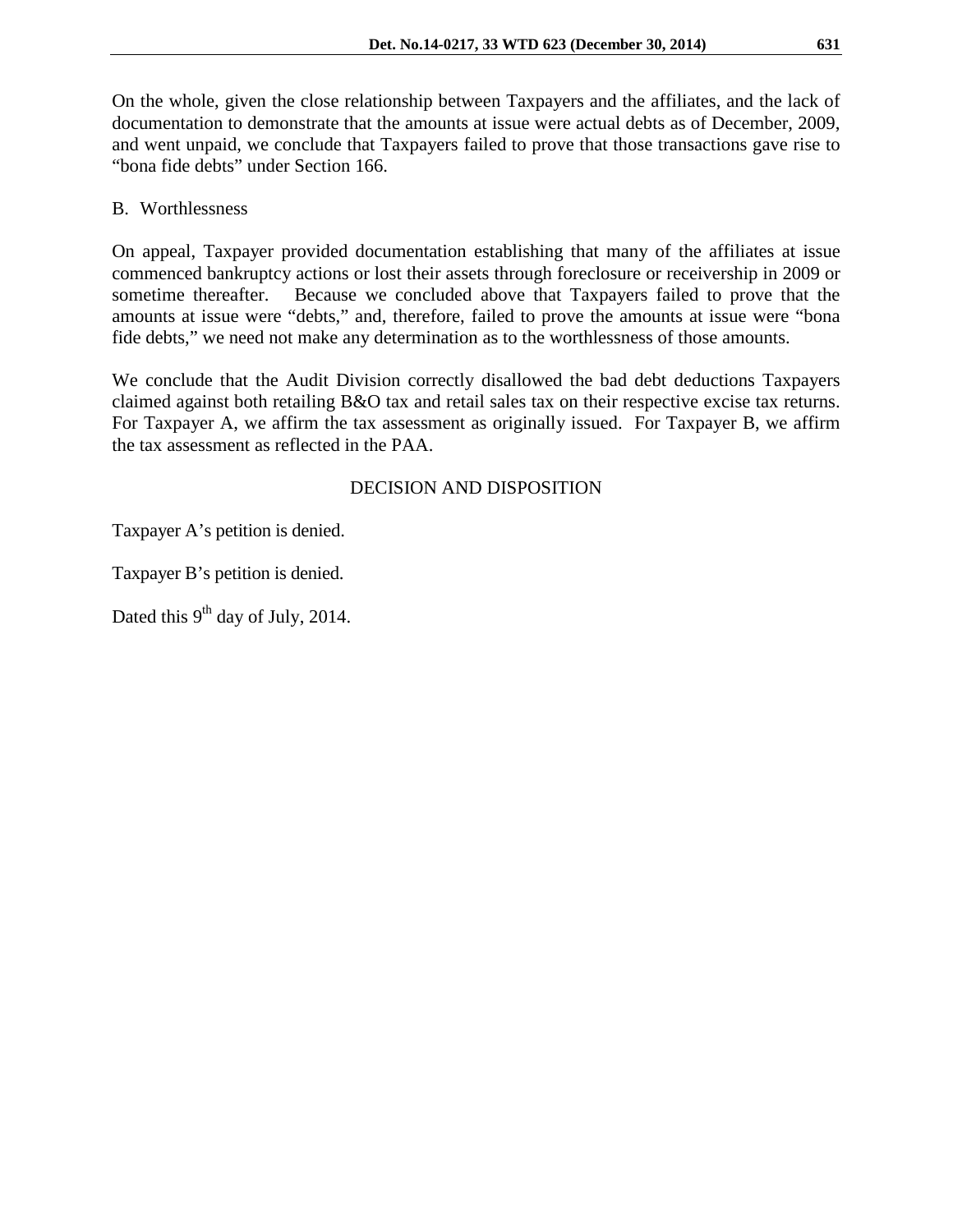On the whole, given the close relationship between Taxpayers and the affiliates, and the lack of documentation to demonstrate that the amounts at issue were actual debts as of December, 2009, and went unpaid, we conclude that Taxpayers failed to prove that those transactions gave rise to "bona fide debts" under Section 166.

B. Worthlessness

On appeal, Taxpayer provided documentation establishing that many of the affiliates at issue commenced bankruptcy actions or lost their assets through foreclosure or receivership in 2009 or sometime thereafter. Because we concluded above that Taxpayers failed to prove that the amounts at issue were "debts," and, therefore, failed to prove the amounts at issue were "bona fide debts," we need not make any determination as to the worthlessness of those amounts.

We conclude that the Audit Division correctly disallowed the bad debt deductions Taxpayers claimed against both retailing B&O tax and retail sales tax on their respective excise tax returns. For Taxpayer A, we affirm the tax assessment as originally issued. For Taxpayer B, we affirm the tax assessment as reflected in the PAA.

## DECISION AND DISPOSITION

Taxpayer A's petition is denied.

Taxpayer B's petition is denied.

Dated this 9th day of July, 2014.